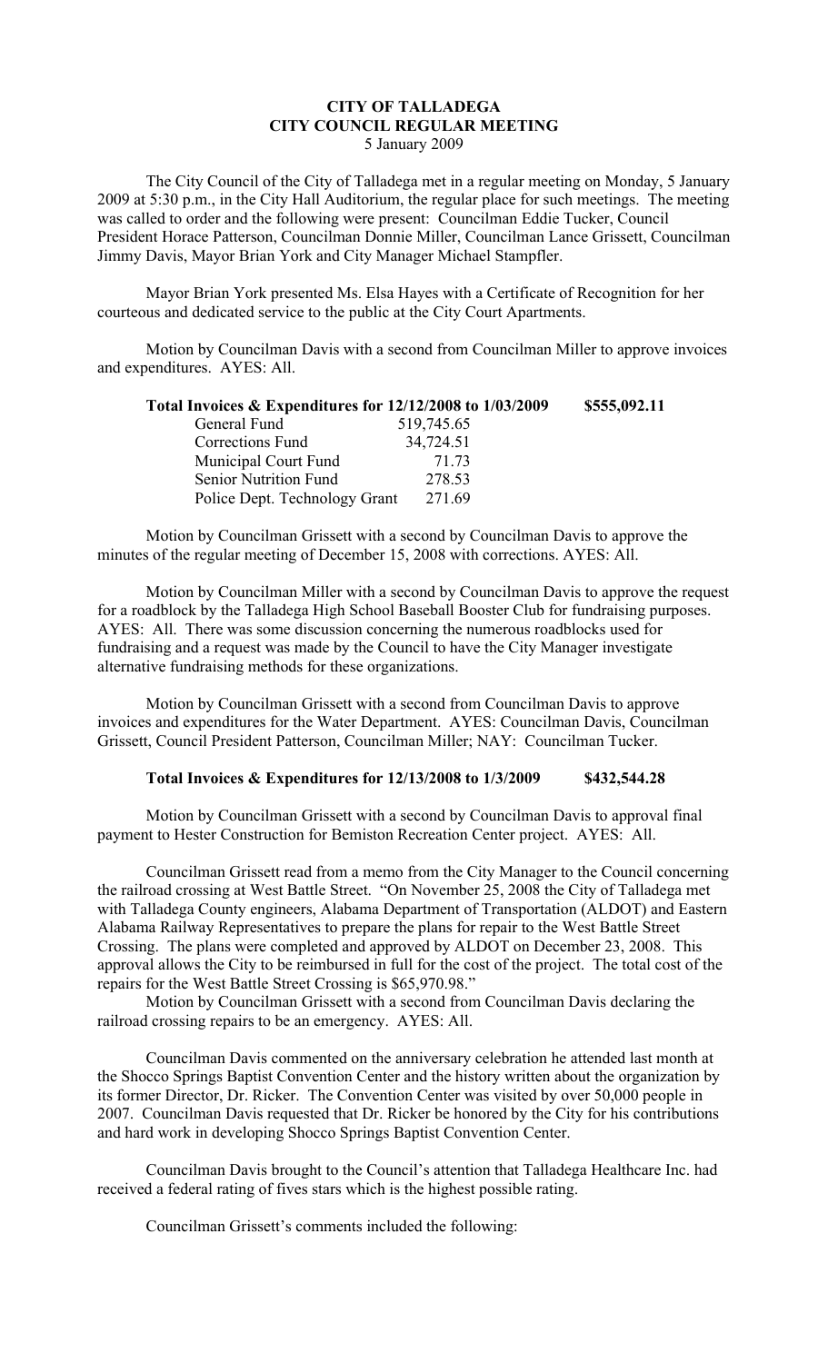**CITY OF TALLADEGA**
**CITY COUNCIL REGULAR MEETING**
5 January 2009

The City Council of the City of Talladega met in a regular meeting on Monday, 5 January 2009 at 5:30 p.m., in the City Hall Auditorium, the regular place for such meetings. The meeting was called to order and the following were present: Councilman Eddie Tucker, Council President Horace Patterson, Councilman Donnie Miller, Councilman Lance Grissett, Councilman Jimmy Davis, Mayor Brian York and City Manager Michael Stampfler.

Mayor Brian York presented Ms. Elsa Hayes with a Certificate of Recognition for her courteous and dedicated service to the public at the City Court Apartments.

Motion by Councilman Davis with a second from Councilman Miller to approve invoices and expenditures. AYES: All.

| **Total Invoices & Expenditures for 12/12/2008 to 1/03/2009** | | **\$555,092.11** |
|---|---|---|
| General Fund | 519,745.65 | |
| Corrections Fund | 34,724.51 | |
| Municipal Court Fund | 71.73 | |
| Senior Nutrition Fund | 278.53 | |
| Police Dept. Technology Grant | 271.69 | |

Motion by Councilman Grissett with a second by Councilman Davis to approve the minutes of the regular meeting of December 15, 2008 with corrections. AYES: All.

Motion by Councilman Miller with a second by Councilman Davis to approve the request for a roadblock by the Talladega High School Baseball Booster Club for fundraising purposes. AYES: All. There was some discussion concerning the numerous roadblocks used for fundraising and a request was made by the Council to have the City Manager investigate alternative fundraising methods for these organizations.

Motion by Councilman Grissett with a second from Councilman Davis to approve invoices and expenditures for the Water Department. AYES: Councilman Davis, Councilman Grissett, Council President Patterson, Councilman Miller; NAY: Councilman Tucker.

**Total Invoices & Expenditures for 12/13/2008 to 1/3/2009 \$432,544.28**

Motion by Councilman Grissett with a second by Councilman Davis to approval final payment to Hester Construction for Bemiston Recreation Center project. AYES: All.

Councilman Grissett read from a memo from the City Manager to the Council concerning the railroad crossing at West Battle Street. "On November 25, 2008 the City of Talladega met with Talladega County engineers, Alabama Department of Transportation (ALDOT) and Eastern Alabama Railway Representatives to prepare the plans for repair to the West Battle Street Crossing. The plans were completed and approved by ALDOT on December 23, 2008. This approval allows the City to be reimbursed in full for the cost of the project. The total cost of the repairs for the West Battle Street Crossing is \$65,970.98."

Motion by Councilman Grissett with a second from Councilman Davis declaring the railroad crossing repairs to be an emergency. AYES: All.

Councilman Davis commented on the anniversary celebration he attended last month at the Shocco Springs Baptist Convention Center and the history written about the organization by its former Director, Dr. Ricker. The Convention Center was visited by over 50,000 people in 2007. Councilman Davis requested that Dr. Ricker be honored by the City for his contributions and hard work in developing Shocco Springs Baptist Convention Center.

Councilman Davis brought to the Council's attention that Talladega Healthcare Inc. had received a federal rating of fives stars which is the highest possible rating.

Councilman Grissett's comments included the following: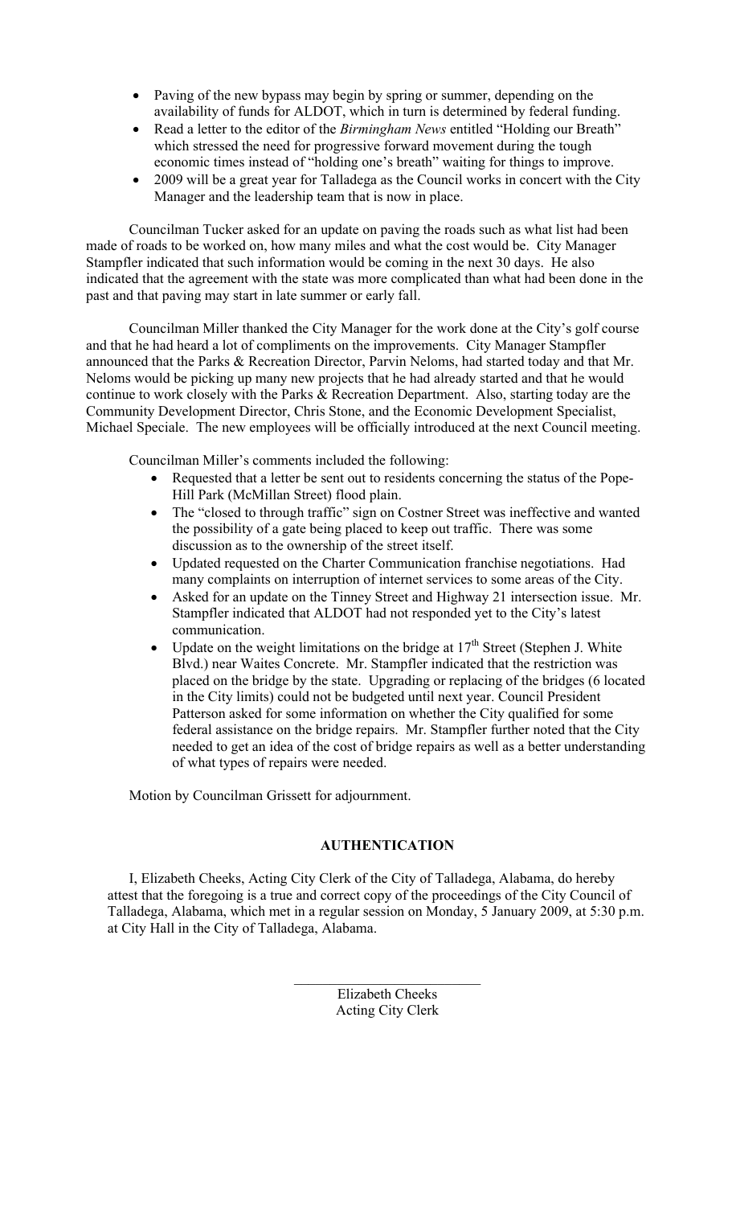- Paving of the new bypass may begin by spring or summer, depending on the availability of funds for ALDOT, which in turn is determined by federal funding.
- Read a letter to the editor of the *Birmingham News* entitled "Holding our Breath" which stressed the need for progressive forward movement during the tough economic times instead of "holding one's breath" waiting for things to improve.
- 2009 will be a great year for Talladega as the Council works in concert with the City Manager and the leadership team that is now in place.

Councilman Tucker asked for an update on paving the roads such as what list had been made of roads to be worked on, how many miles and what the cost would be. City Manager Stampfler indicated that such information would be coming in the next 30 days. He also indicated that the agreement with the state was more complicated than what had been done in the past and that paving may start in late summer or early fall.

Councilman Miller thanked the City Manager for the work done at the City's golf course and that he had heard a lot of compliments on the improvements. City Manager Stampfler announced that the Parks & Recreation Director, Parvin Neloms, had started today and that Mr. Neloms would be picking up many new projects that he had already started and that he would continue to work closely with the Parks & Recreation Department. Also, starting today are the Community Development Director, Chris Stone, and the Economic Development Specialist, Michael Speciale. The new employees will be officially introduced at the next Council meeting.

Councilman Miller's comments included the following:

- Requested that a letter be sent out to residents concerning the status of the Pope-Hill Park (McMillan Street) flood plain.
- The "closed to through traffic" sign on Costner Street was ineffective and wanted the possibility of a gate being placed to keep out traffic. There was some discussion as to the ownership of the street itself.
- Updated requested on the Charter Communication franchise negotiations. Had many complaints on interruption of internet services to some areas of the City.
- Asked for an update on the Tinney Street and Highway 21 intersection issue. Mr. Stampfler indicated that ALDOT had not responded yet to the City's latest communication.
- Update on the weight limitations on the bridge at 17th Street (Stephen J. White Blvd.) near Waites Concrete. Mr. Stampfler indicated that the restriction was placed on the bridge by the state. Upgrading or replacing of the bridges (6 located in the City limits) could not be budgeted until next year. Council President Patterson asked for some information on whether the City qualified for some federal assistance on the bridge repairs. Mr. Stampfler further noted that the City needed to get an idea of the cost of bridge repairs as well as a better understanding of what types of repairs were needed.

Motion by Councilman Grissett for adjournment.

## AUTHENTICATION

I, Elizabeth Cheeks, Acting City Clerk of the City of Talladega, Alabama, do hereby attest that the foregoing is a true and correct copy of the proceedings of the City Council of Talladega, Alabama, which met in a regular session on Monday, 5 January 2009, at 5:30 p.m. at City Hall in the City of Talladega, Alabama.

\_\_\_\_\_\_\_\_\_\_\_\_\_\_\_\_\_\_\_\_\_\_\_\_\_\_\_

Elizabeth Cheeks
Acting City Clerk